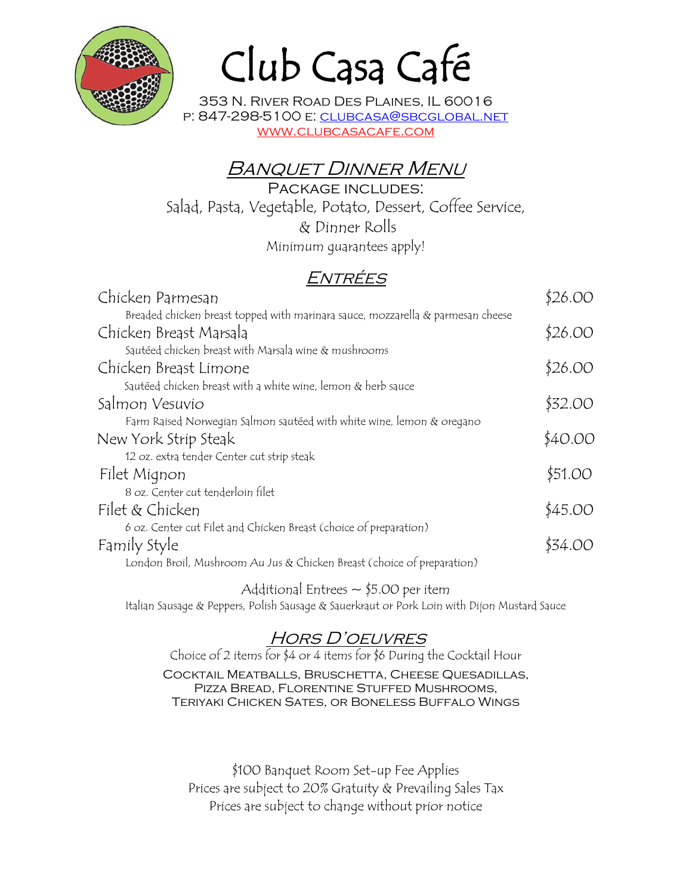# Club Casa Café

353 N. River Road Des Plaines, IL 60016
P: 847-298-5100 E: clubcasa@sbcglobal.net
www.clubcasacafe.com

## *Banquet Dinner Menu*

Package includes:
Salad, Pasta, Vegetable, Potato, Dessert, Coffee Service, & Dinner Rolls
Minimum guarantees apply!

## *Entrées*

| | |
|---|---|
| Chicken Parmesan<br>Breaded chicken breast topped with marinara sauce, mozzarella & parmesan cheese | $26.00 |
| Chicken Breast Marsala<br>Sautéed chicken breast with Marsala wine & mushrooms | $26.00 |
| Chicken Breast Limone<br>Sautéed chicken breast with a white wine, lemon & herb sauce | $26.00 |
| Salmon Vesuvio<br>Farm Raised Norwegian Salmon sautéed with white wine, lemon & oregano | $32.00 |
| New York Strip Steak<br>12 oz. extra tender Center cut strip steak | $40.00 |
| Filet Mignon<br>8 oz. Center cut tenderloin filet | $51.00 |
| Filet & Chicken<br>6 oz. Center cut Filet and Chicken Breast (choice of preparation) | $45.00 |
| Family Style<br>London Broil, Mushroom Au Jus & Chicken Breast (choice of preparation) | $34.00 |

Additional Entrees ~ $5.00 per item
Italian Sausage & Peppers, Polish Sausage & Sauerkraut or Pork Loin with Dijon Mustard Sauce

## *Hors D'oeuvres*

Choice of 2 items for $4 or 4 items for $6 During the Cocktail Hour

Cocktail Meatballs, Bruschetta, Cheese Quesadillas, Pizza Bread, Florentine Stuffed Mushrooms, Teriyaki Chicken Sates, or Boneless Buffalo Wings

$100 Banquet Room Set-up Fee Applies
Prices are subject to 20% Gratuity & Prevailing Sales Tax
Prices are subject to change without prior notice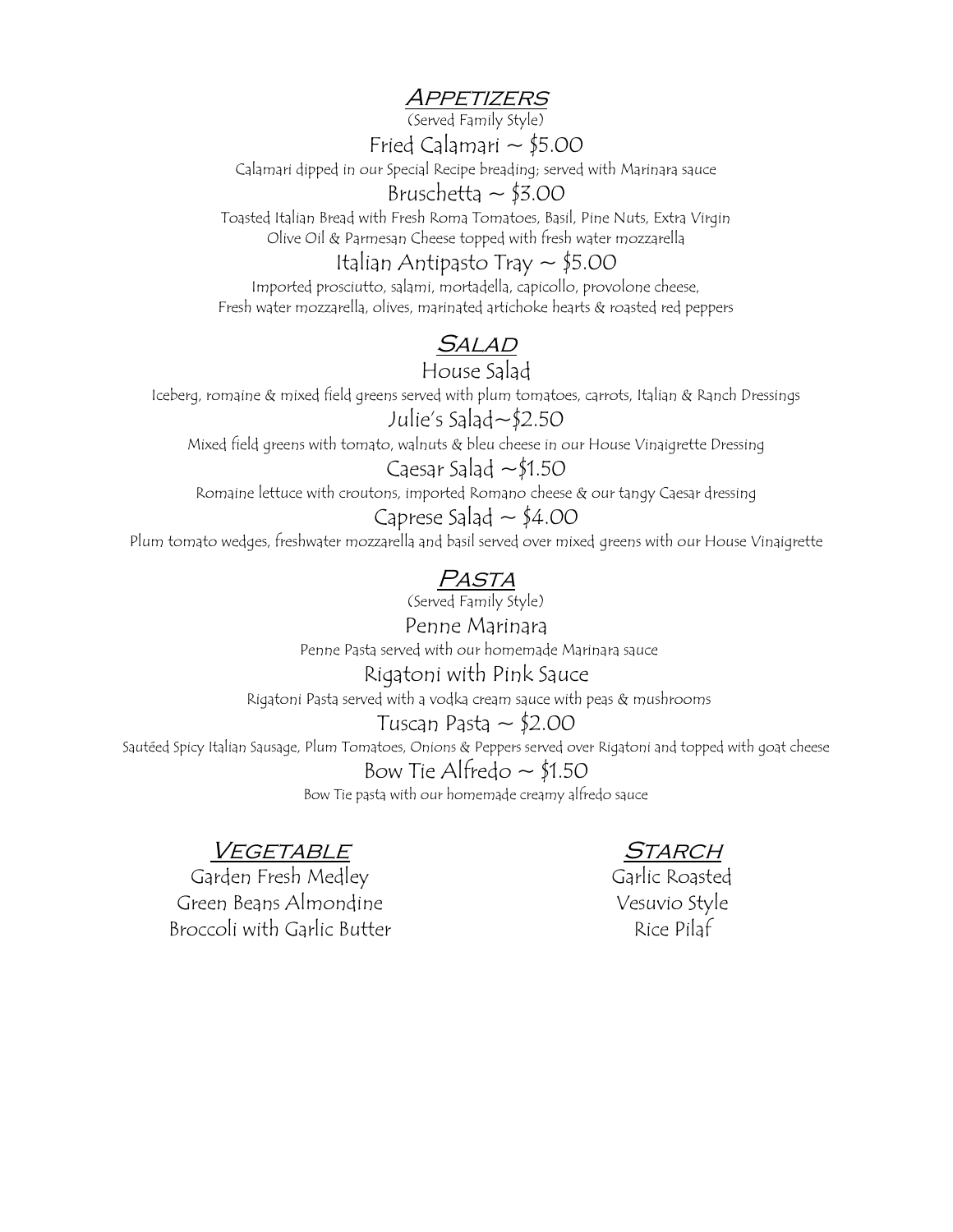## Appetizers

(Served Family Style)

### Fried Calamari ~ $5.00

Calamari dipped in our Special Recipe breading; served with Marinara sauce

### Bruschetta ~ $3.00

Toasted Italian Bread with Fresh Roma Tomatoes, Basil, Pine Nuts, Extra Virgin Olive Oil & Parmesan Cheese topped with fresh water mozzarella

### Italian Antipasto Tray ~ $5.00

Imported prosciutto, salami, mortadella, capicollo, provolone cheese, Fresh water mozzarella, olives, marinated artichoke hearts & roasted red peppers

## Salad

### House Salad

Iceberg, romaine & mixed field greens served with plum tomatoes, carrots, Italian & Ranch Dressings

### Julie's Salad~$2.50

Mixed field greens with tomato, walnuts & bleu cheese in our House Vinaigrette Dressing

### Caesar Salad ~$1.50

Romaine lettuce with croutons, imported Romano cheese & our tangy Caesar dressing

### Caprese Salad ~ $4.00

Plum tomato wedges, freshwater mozzarella and basil served over mixed greens with our House Vinaigrette

## Pasta

(Served Family Style)

### Penne Marinara

Penne Pasta served with our homemade Marinara sauce

### Rigatoni with Pink Sauce

Rigatoni Pasta served with a vodka cream sauce with peas & mushrooms

### Tuscan Pasta ~ $2.00

Sautéed Spicy Italian Sausage, Plum Tomatoes, Onions & Peppers served over Rigatoni and topped with goat cheese

### Bow Tie Alfredo ~ $1.50

Bow Tie pasta with our homemade creamy alfredo sauce

## Vegetable

Garden Fresh Medley
Green Beans Almondine
Broccoli with Garlic Butter

## Starch

Garlic Roasted
Vesuvio Style
Rice Pilaf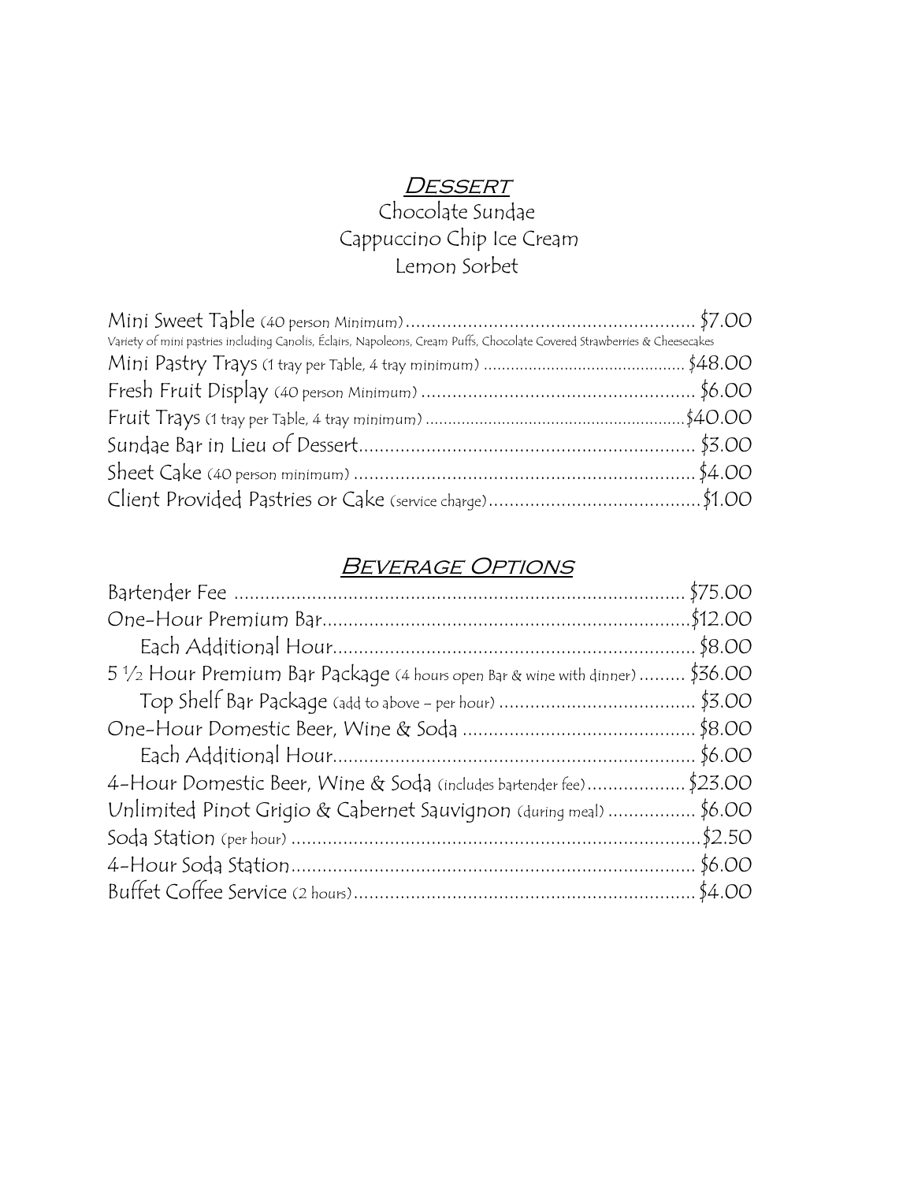## Dessert

Chocolate Sundae
Cappuccino Chip Ice Cream
Lemon Sorbet

Mini Sweet Table (40 person Minimum) ........................................................ $7.00
Variety of mini pastries including Canolis, Éclairs, Napoleons, Cream Puffs, Chocolate Covered Strawberries & Cheesecakes
Mini Pastry Trays (1 tray per Table, 4 tray minimum) ............................................ $48.00
Fresh Fruit Display (40 person Minimum) ..................................................... $6.00
Fruit Trays (1 tray per Table, 4 tray minimum) ........................................................ $40.00
Sundae Bar in Lieu of Dessert................................................................ $3.00
Sheet Cake (40 person minimum) ................................................................ $4.00
Client Provided Pastries or Cake (service charge)........................................ $1.00

## Beverage Options

Bartender Fee ...................................................................................... $75.00
One-Hour Premium Bar...................................................................... $12.00
Each Additional Hour..................................................................... $8.00
5 ½ Hour Premium Bar Package (4 hours open Bar & wine with dinner) ......... $36.00
Top Shelf Bar Package (add to above – per hour) ..................................... $3.00
One-Hour Domestic Beer, Wine & Soda ............................................ $8.00
Each Additional Hour..................................................................... $6.00
4-Hour Domestic Beer, Wine & Soda (includes bartender fee).................. $23.00
Unlimited Pinot Grigio & Cabernet Sauvignon (during meal) ................. $6.00
Soda Station (per hour) .............................................................................. $2.50
4-Hour Soda Station............................................................................ $6.00
Buffet Coffee Service (2 hours)................................................................. $4.00